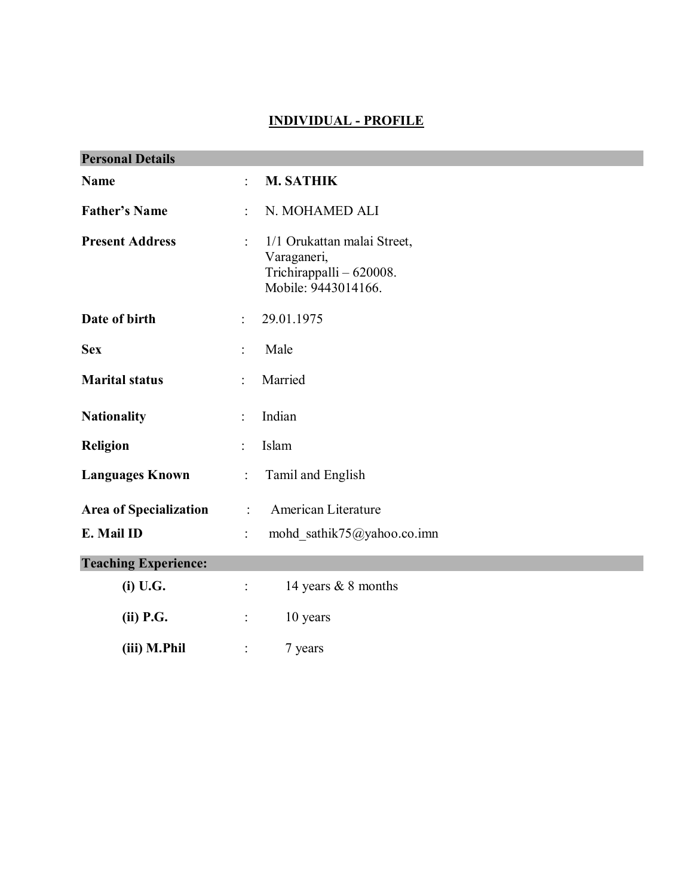# INDIVIDUAL - PROFILE

## Personal Details

| | | |
|---|---|---|
| **Name** | : | **M. SATHIK** |
| **Father's Name** | : | N. MOHAMED ALI |
| **Present Address** | : | 1/1 Orukattan malai Street,<br>Varaganeri,<br>Trichirappalli – 620008.<br>Mobile: 9443014166. |
| **Date of birth** | : | 29.01.1975 |
| **Sex** | : | Male |
| **Marital status** | : | Married |
| **Nationality** | : | Indian |
| **Religion** | : | Islam |
| **Languages Known** | : | Tamil and English |
| **Area of Specialization** | : | American Literature |
| **E. Mail ID** | : | mohd_sathik75@yahoo.co.imn |

## Teaching Experience:

| | | |
|---|---|---|
| **(i) U.G.** | : | 14 years & 8 months |
| **(ii) P.G.** | : | 10 years |
| **(iii) M.Phil** | : | 7 years |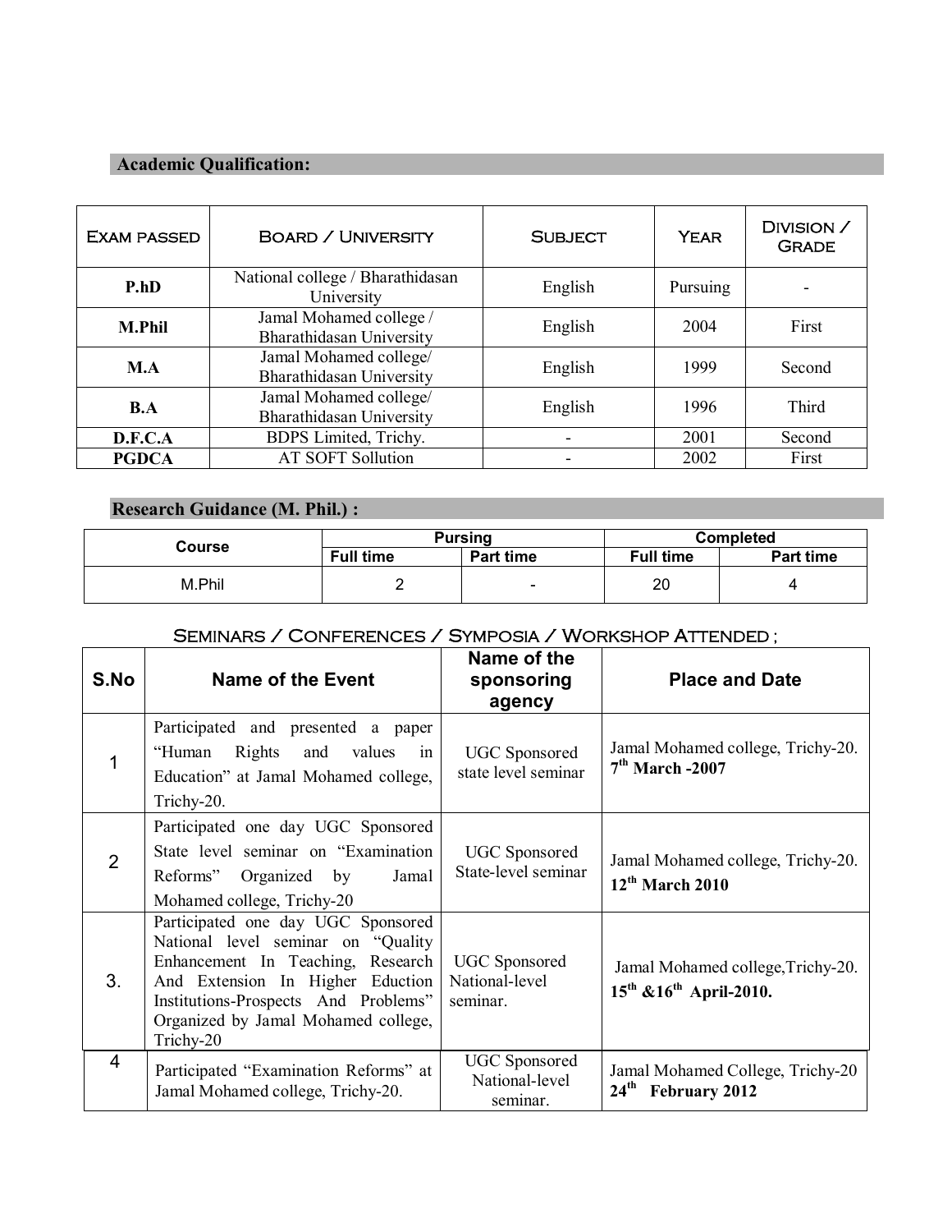## Academic Qualification:

| Exam passed | Board / University | Subject | Year | Division / Grade |
|---|---|---|---|---|
| **P.hD** | National college / Bharathidasan University | English | Pursuing | - |
| **M.Phil** | Jamal Mohamed college / Bharathidasan University | English | 2004 | First |
| **M.A** | Jamal Mohamed college/ Bharathidasan University | English | 1999 | Second |
| **B.A** | Jamal Mohamed college/ Bharathidasan University | English | 1996 | Third |
| **D.F.C.A** | BDPS Limited, Trichy. | - | 2001 | Second |
| **PGDCA** | AT SOFT Sollution | - | 2002 | First |

## Research Guidance (M. Phil.) :

| Course | Pursing | | Completed | |
|---|---|---|---|---|
| | Full time | Part time | Full time | Part time |
| M.Phil | 2 | - | 20 | 4 |

### Seminars / Conferences / Symposia / Workshop Attended ;

| S.No | Name of the Event | Name of the sponsoring agency | Place and Date |
|---|---|---|---|
| 1 | Participated and presented a paper "Human Rights and values in Education" at Jamal Mohamed college, Trichy-20. | UGC Sponsored state level seminar | Jamal Mohamed college, Trichy-20. **7th March -2007** |
| 2 | Participated one day UGC Sponsored State level seminar on "Examination Reforms" Organized by Jamal Mohamed college, Trichy-20 | UGC Sponsored State-level seminar | Jamal Mohamed college, Trichy-20. **12th March 2010** |
| 3. | Participated one day UGC Sponsored National level seminar on "Quality Enhancement In Teaching, Research And Extension In Higher Eduction Institutions-Prospects And Problems" Organized by Jamal Mohamed college, Trichy-20 | UGC Sponsored National-level seminar. | Jamal Mohamed college,Trichy-20. **15th &16th April-2010.** |
| 4 | Participated "Examination Reforms" at Jamal Mohamed college, Trichy-20. | UGC Sponsored National-level seminar. | Jamal Mohamed College, Trichy-20 **24th February 2012** |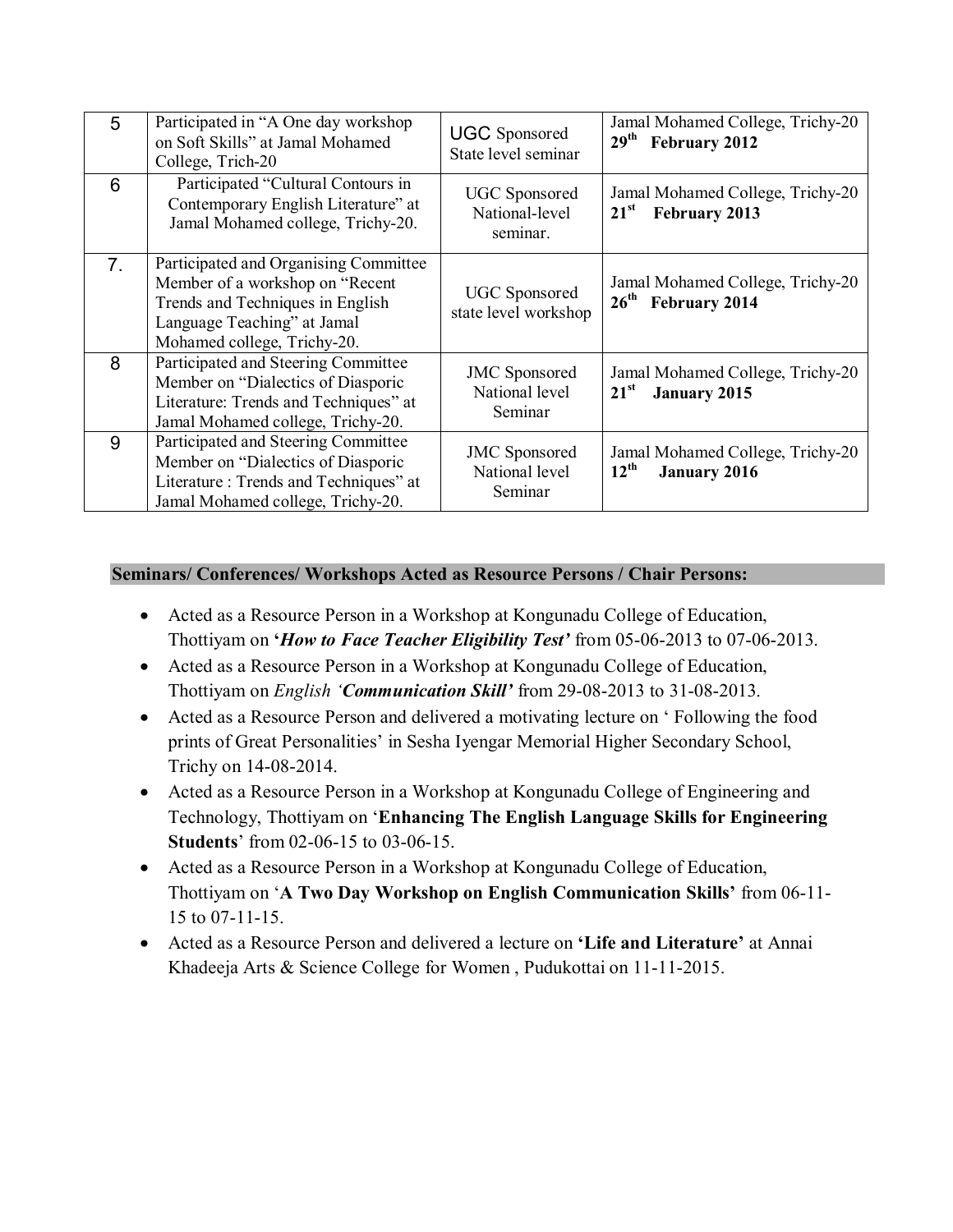| 5 | Participated in "A One day workshop on Soft Skills" at Jamal Mohamed College, Trich-20 | UGC Sponsored State level seminar | Jamal Mohamed College, Trichy-20 **29th February 2012** |
|---|---|---|---|
| 6 | Participated "Cultural Contours in Contemporary English Literature" at Jamal Mohamed college, Trichy-20. | UGC Sponsored National-level seminar. | Jamal Mohamed College, Trichy-20 **21st February 2013** |
| 7. | Participated and Organising Committee Member of a workshop on "Recent Trends and Techniques in English Language Teaching" at Jamal Mohamed college, Trichy-20. | UGC Sponsored state level workshop | Jamal Mohamed College, Trichy-20 **26th February 2014** |
| 8 | Participated and Steering Committee Member on "Dialectics of Diasporic Literature: Trends and Techniques" at Jamal Mohamed college, Trichy-20. | JMC Sponsored National level Seminar | Jamal Mohamed College, Trichy-20 **21st January 2015** |
| 9 | Participated and Steering Committee Member on "Dialectics of Diasporic Literature : Trends and Techniques" at Jamal Mohamed college, Trichy-20. | JMC Sponsored National level Seminar | Jamal Mohamed College, Trichy-20 **12th January 2016** |

**Seminars/ Conferences/ Workshops Acted as Resource Persons / Chair Persons:**

- Acted as a Resource Person in a Workshop at Kongunadu College of Education, Thottiyam on **'*How to Face Teacher Eligibility Test*'** from 05-06-2013 to 07-06-2013.
- Acted as a Resource Person in a Workshop at Kongunadu College of Education, Thottiyam on *English '**Communication Skill**'* from 29-08-2013 to 31-08-2013.
- Acted as a Resource Person and delivered a motivating lecture on ' Following the food prints of Great Personalities' in Sesha Iyengar Memorial Higher Secondary School, Trichy on 14-08-2014.
- Acted as a Resource Person in a Workshop at Kongunadu College of Engineering and Technology, Thottiyam on '**Enhancing The English Language Skills for Engineering Students**' from 02-06-15 to 03-06-15.
- Acted as a Resource Person in a Workshop at Kongunadu College of Education, Thottiyam on '**A Two Day Workshop on English Communication Skills**' from 06-11-15 to 07-11-15.
- Acted as a Resource Person and delivered a lecture on **'Life and Literature'** at Annai Khadeeja Arts & Science College for Women , Pudukottai on 11-11-2015.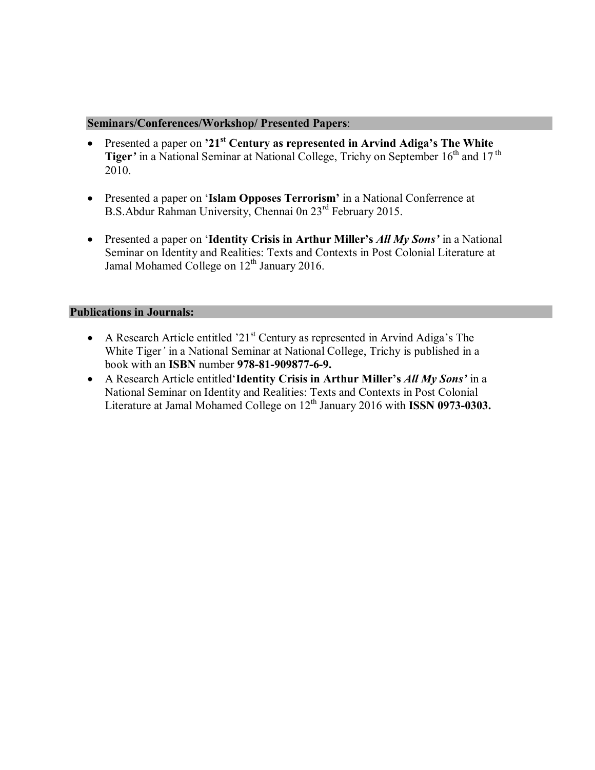## Seminars/Conferences/Workshop/ Presented Papers:

- Presented a paper on **'21st Century as represented in Arvind Adiga's The White Tiger'** in a National Seminar at National College, Trichy on September 16th and 17 th 2010.

- Presented a paper on '**Islam Opposes Terrorism'** in a National Conferrence at B.S.Abdur Rahman University, Chennai 0n 23rd February 2015.

- Presented a paper on '**Identity Crisis in Arthur Miller's *All My Sons'*** in a National Seminar on Identity and Realities: Texts and Contexts in Post Colonial Literature at Jamal Mohamed College on 12th January 2016.

## Publications in Journals:

- A Research Article entitled '21st Century as represented in Arvind Adiga's The White Tiger' in a National Seminar at National College, Trichy is published in a book with an **ISBN** number **978-81-909877-6-9.**
- A Research Article entitled'**Identity Crisis in Arthur Miller's *All My Sons'*** in a National Seminar on Identity and Realities: Texts and Contexts in Post Colonial Literature at Jamal Mohamed College on 12th January 2016 with **ISSN 0973-0303.**